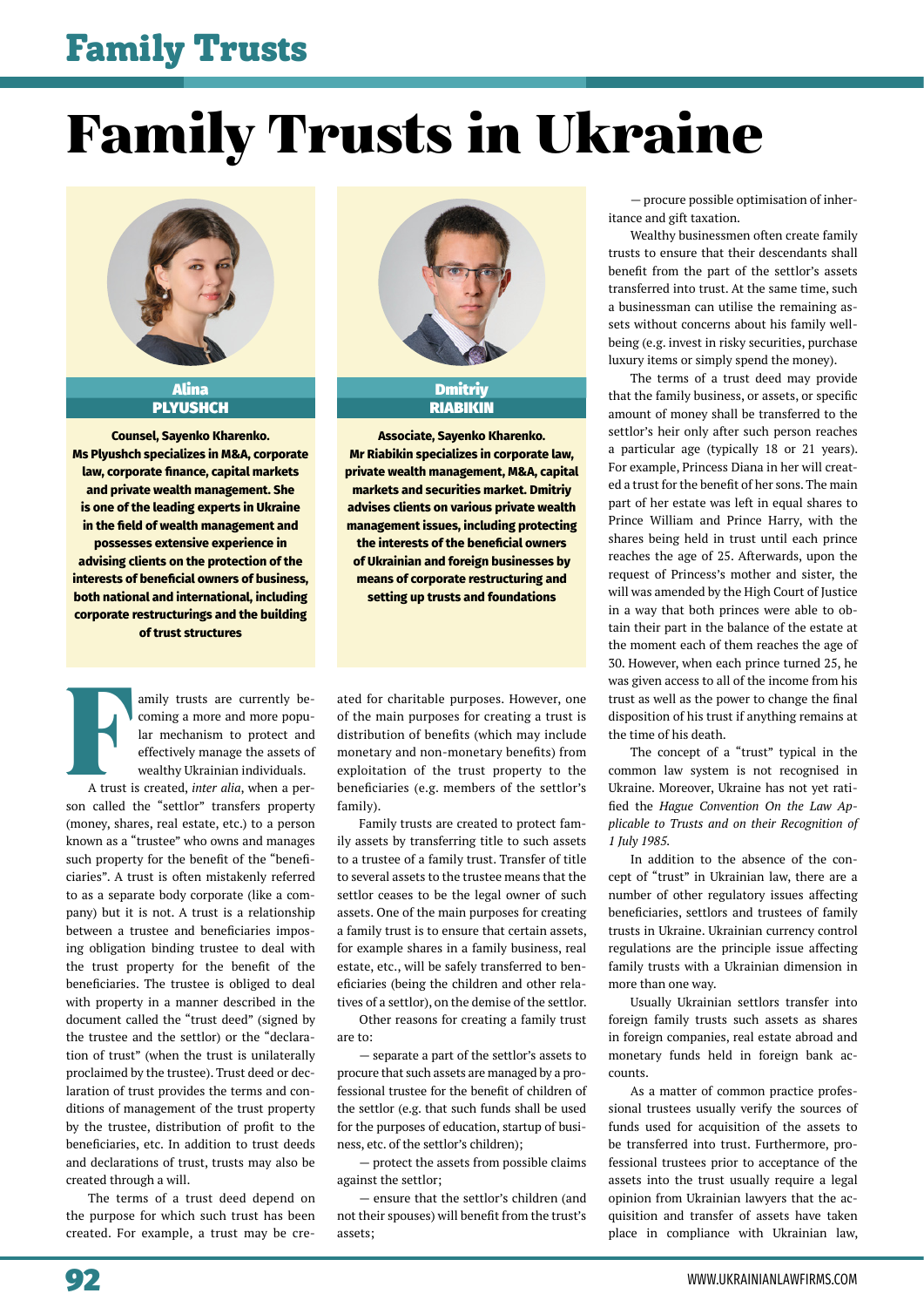# Family Trusts in Ukraine

**Alina PLYUSHCH**

**Counsel, Sayenko Kharenko. Ms Plyushch specializes in M&A, corporate law, corporate finance, capital markets and private wealth management. She is one of the leading experts in Ukraine in the field of wealth management and possesses extensive experience in advising clients on the protection of the interests of beneficial owners of business, both national and international, including corporate restructurings and the building of trust structures**

**Dmitriy RIABIKIN**

**Associate, Sayenko Kharenko. Mr Riabikin specializes in corporate law, private wealth management, M&A, capital markets and securities market. Dmitriy advises clients on various private wealth management issues, including protecting the interests of the beneficial owners of Ukrainian and foreign businesses by means of corporate restructuring and setting up trusts and foundations**

Family trusts are currently becoming a more and more popular mechanism to protect and effectively manage the assets of wealthy Ukrainian individuals.

A trust is created, *inter alia*, when a person called the "settlor" transfers property (money, shares, real estate, etc.) to a person known as a "trustee" who owns and manages such property for the benefit of the "beneficiaries". A trust is often mistakenly referred to as a separate body corporate (like a company) but it is not. A trust is a relationship between a trustee and beneficiaries imposing obligation binding trustee to deal with the trust property for the benefit of the beneficiaries. The trustee is obliged to deal with property in a manner described in the document called the "trust deed" (signed by the trustee and the settlor) or the "declaration of trust" (when the trust is unilaterally proclaimed by the trustee). Trust deed or declaration of trust provides the terms and conditions of management of the trust property by the trustee, distribution of profit to the beneficiaries, etc. In addition to trust deeds and declarations of trust, trusts may also be created through a will.

The terms of a trust deed depend on the purpose for which such trust has been created. For example, a trust may be created for charitable purposes. However, one of the main purposes for creating a trust is distribution of benefits (which may include monetary and non-monetary benefits) from exploitation of the trust property to the beneficiaries (e.g. members of the settlor's family).

Family trusts are created to protect family assets by transferring title to such assets to a trustee of a family trust. Transfer of title to several assets to the trustee means that the settlor ceases to be the legal owner of such assets. One of the main purposes for creating a family trust is to ensure that certain assets, for example shares in a family business, real estate, etc., will be safely transferred to beneficiaries (being the children and other relatives of a settlor), on the demise of the settlor.

Other reasons for creating a family trust are to:

— separate a part of the settlor's assets to procure that such assets are managed by a professional trustee for the benefit of children of the settlor (e.g. that such funds shall be used for the purposes of education, startup of business, etc. of the settlor's children);

— protect the assets from possible claims against the settlor;

— ensure that the settlor's children (and not their spouses) will benefit from the trust's assets;

— procure possible optimisation of inheritance and gift taxation.

Wealthy businessmen often create family trusts to ensure that their descendants shall benefit from the part of the settlor's assets transferred into trust. At the same time, such a businessman can utilise the remaining assets without concerns about his family well-being (e.g. invest in risky securities, purchase luxury items or simply spend the money).

The terms of a trust deed may provide that the family business, or assets, or specific amount of money shall be transferred to the settlor's heir only after such person reaches a particular age (typically 18 or 21 years). For example, Princess Diana in her will created a trust for the benefit of her sons. The main part of her estate was left in equal shares to Prince William and Prince Harry, with the shares being held in trust until each prince reaches the age of 25. Afterwards, upon the request of Princess's mother and sister, the will was amended by the High Court of Justice in a way that both princes were able to obtain their part in the balance of the estate at the moment each of them reaches the age of 30. However, when each prince turned 25, he was given access to all of the income from his trust as well as the power to change the final disposition of his trust if anything remains at the time of his death.

The concept of a "trust" typical in the common law system is not recognised in Ukraine. Moreover, Ukraine has not yet ratified the *Hague Convention On the Law Applicable to Trusts and on their Recognition of 1 July 1985.*

In addition to the absence of the concept of "trust" in Ukrainian law, there are a number of other regulatory issues affecting beneficiaries, settlors and trustees of family trusts in Ukraine. Ukrainian currency control regulations are the principle issue affecting family trusts with a Ukrainian dimension in more than one way.

Usually Ukrainian settlors transfer into foreign family trusts such assets as shares in foreign companies, real estate abroad and monetary funds held in foreign bank accounts.

As a matter of common practice professional trustees usually verify the sources of funds used for acquisition of the assets to be transferred into trust. Furthermore, professional trustees prior to acceptance of the assets into the trust usually require a legal opinion from Ukrainian lawyers that the acquisition and transfer of assets have taken place in compliance with Ukrainian law,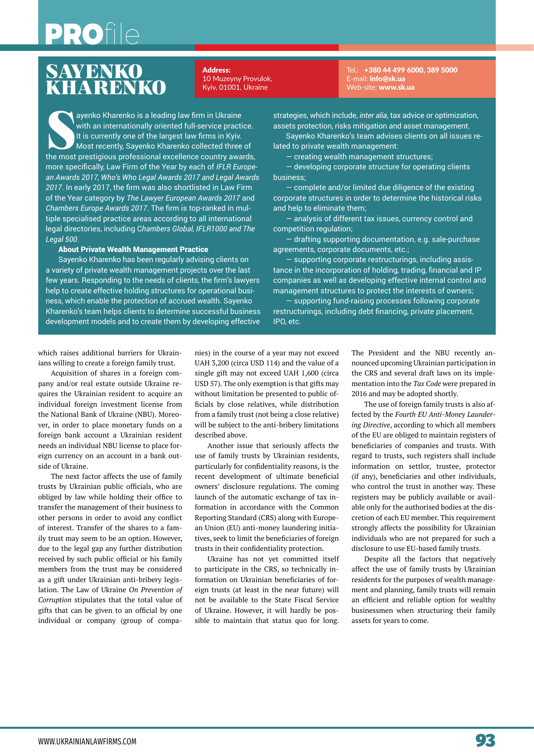# PROfile

# SAYENKO KHARENKO

**Address:**
10 Muzeyny Provulok,
Kyiv, 01001, Ukraine

Tel.: **+380 44 499 6000, 389 5000**
E-mail: **info@sk.ua**
Web-site: **www.sk.ua**

Sayenko Kharenko is a leading law firm in Ukraine with an internationally oriented full-service practice. It is currently one of the largest law firms in Kyiv. Most recently, Sayenko Kharenko collected three of the most prestigious professional excellence country awards, more specifically, Law Firm of the Year by each of *IFLR European Awards 2017, Who's Who Legal Awards 2017 and Legal Awards 2017*. In early 2017, the firm was also shortlisted in Law Firm of the Year category by *The Lawyer European Awards 2017* and *Chambers Europe Awards 2017*. The firm is top-ranked in multiple specialised practice areas according to all international legal directories, including C*hambers Global, IFLR1000 and The Legal 500*.

**About Private Wealth Management Practice**

Sayenko Kharenko has been regularly advising clients on a variety of private wealth management projects over the last few years. Responding to the needs of clients, the firm's lawyers help to create effective holding structures for operational business, which enable the protection of accrued wealth. Sayenko Kharenko's team helps clients to determine successful business development models and to create them by developing effective strategies, which include, *inter alia*, tax advice or optimization, assets protection, risks mitigation and asset management.

Sayenko Kharenko's team advises clients on all issues related to private wealth management:

— creating wealth management structures;

— developing corporate structure for operating clients business;

— complete and/or limited due diligence of the existing corporate structures in order to determine the historical risks and help to eliminate them;

— analysis of different tax issues, currency control and competition regulation;

— drafting supporting documentation, e.g. sale-purchase agreements, corporate documents, etc.;

— supporting corporate restructurings, including assistance in the incorporation of holding, trading, financial and IP companies as well as developing effective internal control and management structures to protect the interests of owners;

— supporting fund-raising processes following corporate restructurings, including debt financing, private placement, IPO, etc.

which raises additional barriers for Ukrainians willing to create a foreign family trust.

Acquisition of shares in a foreign company and/or real estate outside Ukraine requires the Ukrainian resident to acquire an individual foreign investment license from the National Bank of Ukraine (NBU). Moreover, in order to place monetary funds on a foreign bank account a Ukrainian resident needs an individual NBU license to place foreign currency on an account in a bank outside of Ukraine.

The next factor affects the use of family trusts by Ukrainian public officials, who are obliged by law while holding their office to transfer the management of their business to other persons in order to avoid any conflict of interest. Transfer of the shares to a family trust may seem to be an option. However, due to the legal gap any further distribution received by such public official or his family members from the trust may be considered as a gift under Ukrainian anti-bribery legislation. The Law of Ukraine *On Prevention of Corruption* stipulates that the total value of gifts that can be given to an official by one individual or company (group of companies) in the course of a year may not exceed UAH 3,200 (circa USD 114) and the value of a single gift may not exceed UAH 1,600 (circa USD 57). The only exemption is that gifts may without limitation be presented to public officials by close relatives, while distribution from a family trust (not being a close relative) will be subject to the anti-bribery limitations described above.

Another issue that seriously affects the use of family trusts by Ukrainian residents, particularly for confidentiality reasons, is the recent development of ultimate beneficial owners' disclosure regulations. The coming launch of the automatic exchange of tax information in accordance with the Common Reporting Standard (CRS) along with European Union (EU) anti-money laundering initiatives, seek to limit the beneficiaries of foreign trusts in their confidentiality protection.

Ukraine has not yet committed itself to participate in the CRS, so technically information on Ukrainian beneficiaries of foreign trusts (at least in the near future) will not be available to the State Fiscal Service of Ukraine. However, it will hardly be possible to maintain that status quo for long. The President and the NBU recently announced upcoming Ukrainian participation in the CRS and several draft laws on its implementation into the *Tax Code* were prepared in 2016 and may be adopted shortly.

The use of foreign family trusts is also affected by the *Fourth EU Anti-Money Laundering Directive*, according to which all members of the EU are obliged to maintain registers of beneficiaries of companies and trusts. With regard to trusts, such registers shall include information on settlor, trustee, protector (if any), beneficiaries and other individuals, who control the trust in another way. These registers may be publicly available or available only for the authorised bodies at the discretion of each EU member. This requirement strongly affects the possibility for Ukrainian individuals who are not prepared for such a disclosure to use EU-based family trusts.

Despite all the factors that negatively affect the use of family trusts by Ukrainian residents for the purposes of wealth management and planning, family trusts will remain an efficient and reliable option for wealthy businessmen when structuring their family assets for years to come.